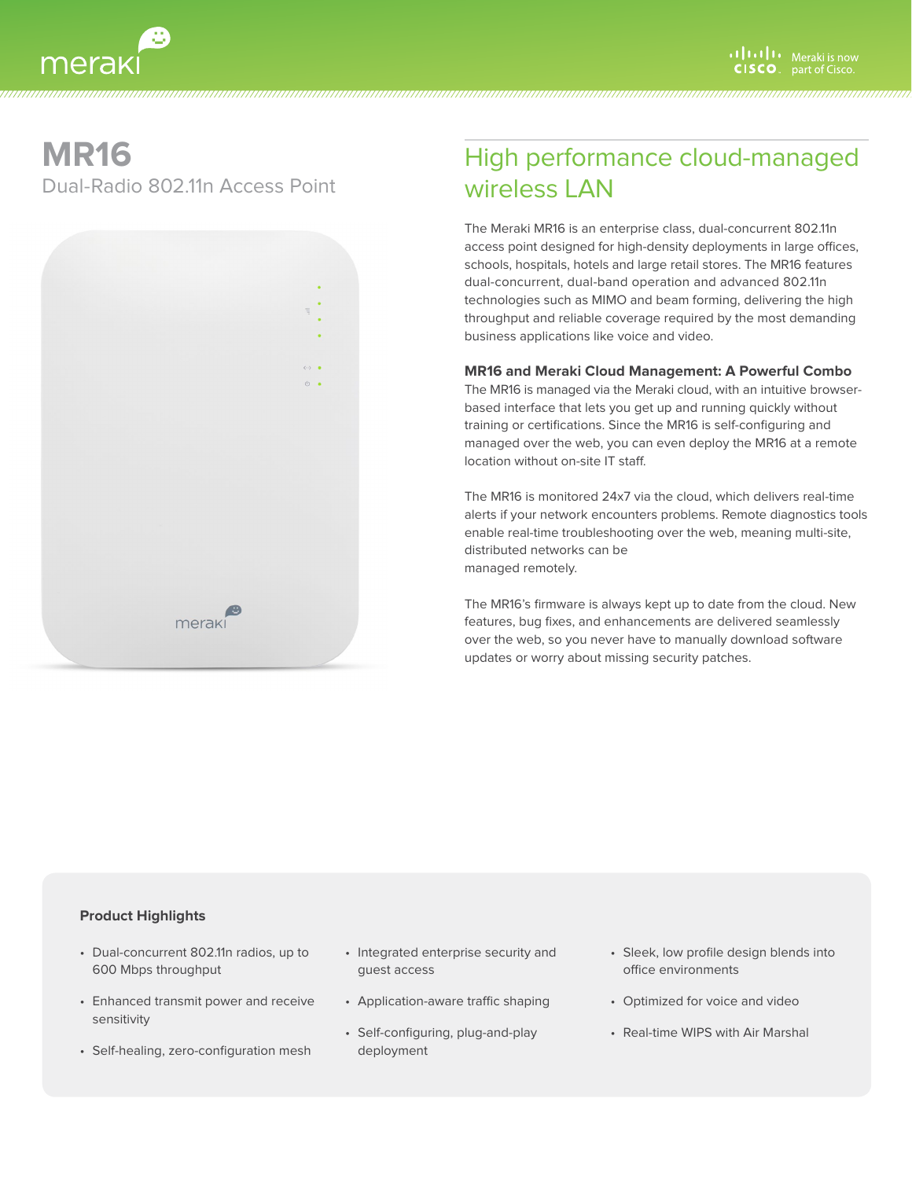# MR16

Dual-Radio 802.11n Access Point

## High performance cloud-managed wireless LAN

The Meraki MR16 is an enterprise class, dual-concurrent 802.11n access point designed for high-density deployments in large offices, schools, hospitals, hotels and large retail stores. The MR16 features dual-concurrent, dual-band operation and advanced 802.11n technologies such as MIMO and beam forming, delivering the high throughput and reliable coverage required by the most demanding business applications like voice and video.

### MR16 and Meraki Cloud Management: A Powerful Combo

The MR16 is managed via the Meraki cloud, with an intuitive browser-based interface that lets you get up and running quickly without training or certifications. Since the MR16 is self-configuring and managed over the web, you can even deploy the MR16 at a remote location without on-site IT staff.

The MR16 is monitored 24x7 via the cloud, which delivers real-time alerts if your network encounters problems. Remote diagnostics tools enable real-time troubleshooting over the web, meaning multi-site, distributed networks can be managed remotely.

The MR16's firmware is always kept up to date from the cloud. New features, bug fixes, and enhancements are delivered seamlessly over the web, so you never have to manually download software updates or worry about missing security patches.

### Product Highlights

- Dual-concurrent 802.11n radios, up to 600 Mbps throughput
- Enhanced transmit power and receive sensitivity
- Self-healing, zero-configuration mesh
- Integrated enterprise security and guest access
- Application-aware traffic shaping
- Self-configuring, plug-and-play deployment
- Sleek, low profile design blends into office environments
- Optimized for voice and video
- Real-time WIPS with Air Marshal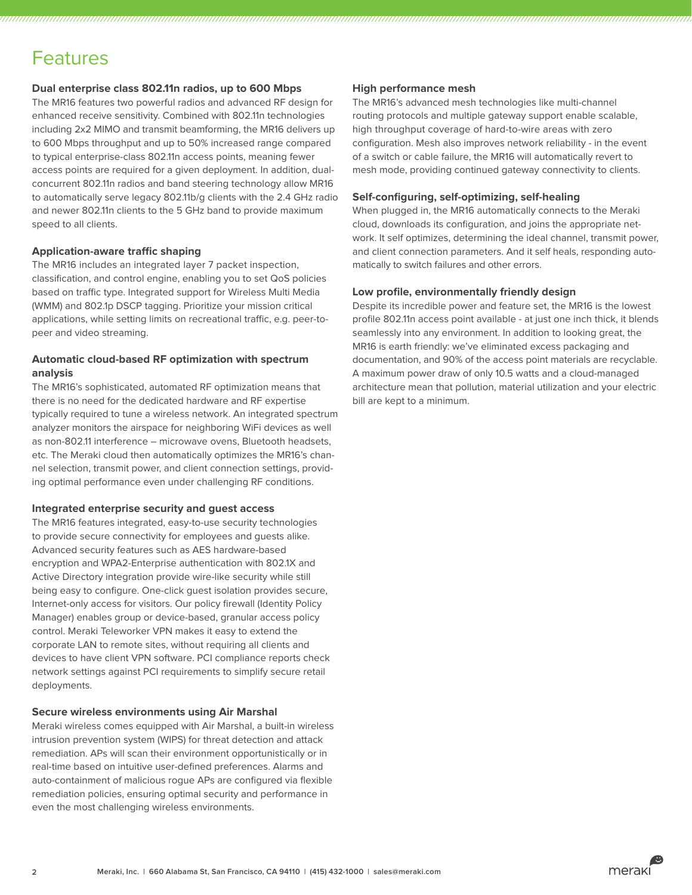# Features

### Dual enterprise class 802.11n radios, up to 600 Mbps

The MR16 features two powerful radios and advanced RF design for enhanced receive sensitivity. Combined with 802.11n technologies including 2x2 MIMO and transmit beamforming, the MR16 delivers up to 600 Mbps throughput and up to 50% increased range compared to typical enterprise-class 802.11n access points, meaning fewer access points are required for a given deployment. In addition, dual-concurrent 802.11n radios and band steering technology allow MR16 to automatically serve legacy 802.11b/g clients with the 2.4 GHz radio and newer 802.11n clients to the 5 GHz band to provide maximum speed to all clients.

### Application-aware traffic shaping

The MR16 includes an integrated layer 7 packet inspection, classification, and control engine, enabling you to set QoS policies based on traffic type. Integrated support for Wireless Multi Media (WMM) and 802.1p DSCP tagging. Prioritize your mission critical applications, while setting limits on recreational traffic, e.g. peer-to-peer and video streaming.

### Automatic cloud-based RF optimization with spectrum analysis

The MR16's sophisticated, automated RF optimization means that there is no need for the dedicated hardware and RF expertise typically required to tune a wireless network. An integrated spectrum analyzer monitors the airspace for neighboring WiFi devices as well as non-802.11 interference – microwave ovens, Bluetooth headsets, etc. The Meraki cloud then automatically optimizes the MR16's channel selection, transmit power, and client connection settings, providing optimal performance even under challenging RF conditions.

### Integrated enterprise security and guest access

The MR16 features integrated, easy-to-use security technologies to provide secure connectivity for employees and guests alike. Advanced security features such as AES hardware-based encryption and WPA2-Enterprise authentication with 802.1X and Active Directory integration provide wire-like security while still being easy to configure. One-click guest isolation provides secure, Internet-only access for visitors. Our policy firewall (Identity Policy Manager) enables group or device-based, granular access policy control. Meraki Teleworker VPN makes it easy to extend the corporate LAN to remote sites, without requiring all clients and devices to have client VPN software. PCI compliance reports check network settings against PCI requirements to simplify secure retail deployments.

### Secure wireless environments using Air Marshal

Meraki wireless comes equipped with Air Marshal, a built-in wireless intrusion prevention system (WIPS) for threat detection and attack remediation. APs will scan their environment opportunistically or in real-time based on intuitive user-defined preferences. Alarms and auto-containment of malicious rogue APs are configured via flexible remediation policies, ensuring optimal security and performance in even the most challenging wireless environments.

### High performance mesh

The MR16's advanced mesh technologies like multi-channel routing protocols and multiple gateway support enable scalable, high throughput coverage of hard-to-wire areas with zero configuration. Mesh also improves network reliability - in the event of a switch or cable failure, the MR16 will automatically revert to mesh mode, providing continued gateway connectivity to clients.

### Self-configuring, self-optimizing, self-healing

When plugged in, the MR16 automatically connects to the Meraki cloud, downloads its configuration, and joins the appropriate network. It self optimizes, determining the ideal channel, transmit power, and client connection parameters. And it self heals, responding automatically to switch failures and other errors.

### Low profile, environmentally friendly design

Despite its incredible power and feature set, the MR16 is the lowest profile 802.11n access point available - at just one inch thick, it blends seamlessly into any environment. In addition to looking great, the MR16 is earth friendly: we've eliminated excess packaging and documentation, and 90% of the access point materials are recyclable. A maximum power draw of only 10.5 watts and a cloud-managed architecture mean that pollution, material utilization and your electric bill are kept to a minimum.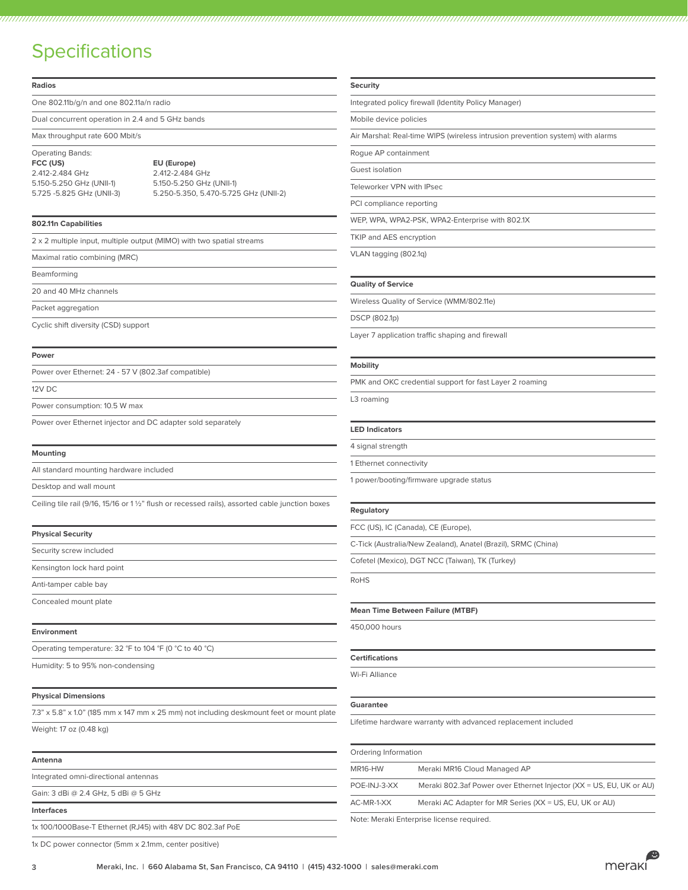# Specifications

### Radios

One 802.11b/g/n and one 802.11a/n radio

Dual concurrent operation in 2.4 and 5 GHz bands

Max throughput rate 600 Mbit/s

Operating Bands:

| FCC (US) | EU (Europe) |
|---|---|
| 2.412-2.484 GHz | 2.412-2.484 GHz |
| 5.150-5.250 GHz (UNII-1) | 5.150-5.250 GHz (UNII-1) |
| 5.725 -5.825 GHz (UNII-3) | 5.250-5.350, 5.470-5.725 GHz (UNII-2) |

### 802.11n Capabilities

2 x 2 multiple input, multiple output (MIMO) with two spatial streams

Maximal ratio combining (MRC)

Beamforming

20 and 40 MHz channels

Packet aggregation

Cyclic shift diversity (CSD) support

### Power

Power over Ethernet: 24 - 57 V (802.3af compatible)

12V DC

Power consumption: 10.5 W max

Power over Ethernet injector and DC adapter sold separately

### Mounting

All standard mounting hardware included

Desktop and wall mount

Ceiling tile rail (9/16, 15/16 or 1 ½" flush or recessed rails), assorted cable junction boxes

### Physical Security

Security screw included

Kensington lock hard point

Anti-tamper cable bay

Concealed mount plate

### Environment

Operating temperature: 32 °F to 104 °F (0 °C to 40 °C)

Humidity: 5 to 95% non-condensing

### Physical Dimensions

7.3" x 5.8" x 1.0" (185 mm x 147 mm x 25 mm) not including deskmount feet or mount plate

Weight: 17 oz (0.48 kg)

### Antenna

Integrated omni-directional antennas

Gain: 3 dBi @ 2.4 GHz, 5 dBi @ 5 GHz

### Interfaces

1x 100/1000Base-T Ethernet (RJ45) with 48V DC 802.3af PoE

1x DC power connector (5mm x 2.1mm, center positive)

### Security

Integrated policy firewall (Identity Policy Manager)

Mobile device policies

Air Marshal: Real-time WIPS (wireless intrusion prevention system) with alarms

Rogue AP containment

Guest isolation

Teleworker VPN with IPsec

PCI compliance reporting

WEP, WPA, WPA2-PSK, WPA2-Enterprise with 802.1X

TKIP and AES encryption

VLAN tagging (802.1q)

### Quality of Service

Wireless Quality of Service (WMM/802.11e)

DSCP (802.1p)

Layer 7 application traffic shaping and firewall

### Mobility

PMK and OKC credential support for fast Layer 2 roaming

L3 roaming

### LED Indicators

4 signal strength

1 Ethernet connectivity

1 power/booting/firmware upgrade status

### Regulatory

FCC (US), IC (Canada), CE (Europe),

C-Tick (Australia/New Zealand), Anatel (Brazil), SRMC (China)

Cofetel (Mexico), DGT NCC (Taiwan), TK (Turkey)

RoHS

### Mean Time Between Failure (MTBF)

450,000 hours

### Certifications

Wi-Fi Alliance

### Guarantee

Lifetime hardware warranty with advanced replacement included

### Ordering Information

| | |
|---|---|
| MR16-HW | Meraki MR16 Cloud Managed AP |
| POE-INJ-3-XX | Meraki 802.3af Power over Ethernet Injector (XX = US, EU, UK or AU) |
| AC-MR-1-XX | Meraki AC Adapter for MR Series (XX = US, EU, UK or AU) |

Note: Meraki Enterprise license required.

Meraki, Inc. | 660 Alabama St, San Francisco, CA 94110 | (415) 432-1000 | sales@meraki.com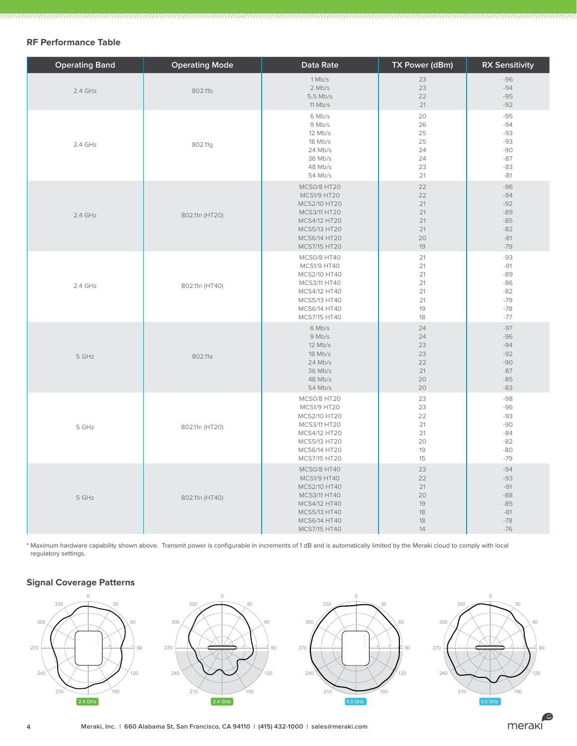## RF Performance Table

| Operating Band | Operating Mode | Data Rate | TX Power (dBm) | RX Sensitivity |
|---|---|---|---|---|
| 2.4 GHz | 802.11b | 1 Mb/s | 23 | -96 |
| | | 2 Mb/s | 23 | -94 |
| | | 5.5 Mb/s | 22 | -95 |
| | | 11 Mb/s | 21 | -92 |
| 2.4 GHz | 802.11g | 6 Mb/s | 20 | -95 |
| | | 9 Mb/s | 26 | -94 |
| | | 12 Mb/s | 25 | -93 |
| | | 18 Mb/s | 25 | -93 |
| | | 24 Mb/s | 24 | -90 |
| | | 36 Mb/s | 24 | -87 |
| | | 48 Mb/s | 23 | -83 |
| | | 54 Mb/s | 21 | -81 |
| 2.4 GHz | 802.11n (HT20) | MCS0/8 HT20 | 22 | -96 |
| | | MCS1/9 HT20 | 22 | -94 |
| | | MCS2/10 HT20 | 21 | -92 |
| | | MCS3/11 HT20 | 21 | -89 |
| | | MCS4/12 HT20 | 21 | -85 |
| | | MCS5/13 HT20 | 21 | -82 |
| | | MCS6/14 HT20 | 20 | -81 |
| | | MCS7/15 HT20 | 19 | -79 |
| 2.4 GHz | 802.11n (HT40) | MCS0/8 HT40 | 21 | -93 |
| | | MCS1/9 HT40 | 21 | -91 |
| | | MCS2/10 HT40 | 21 | -89 |
| | | MCS3/11 HT40 | 21 | -86 |
| | | MCS4/12 HT40 | 21 | -82 |
| | | MCS5/13 HT40 | 21 | -79 |
| | | MCS6/14 HT40 | 19 | -78 |
| | | MCS7/15 HT40 | 18 | -77 |
| 5 GHz | 802.11a | 6 Mb/s | 24 | -97 |
| | | 9 Mb/s | 24 | -96 |
| | | 12 Mb/s | 23 | -94 |
| | | 18 Mb/s | 23 | -92 |
| | | 24 Mb/s | 22 | -90 |
| | | 36 Mb/s | 21 | -87 |
| | | 48 Mb/s | 20 | -85 |
| | | 54 Mb/s | 20 | -83 |
| 5 GHz | 802.11n (HT20) | MCS0/8 HT20 | 23 | -98 |
| | | MCS1/9 HT20 | 23 | -96 |
| | | MCS2/10 HT20 | 22 | -93 |
| | | MCS3/11 HT20 | 21 | -90 |
| | | MCS4/12 HT20 | 21 | -84 |
| | | MCS5/13 HT20 | 20 | -82 |
| | | MCS6/14 HT20 | 19 | -80 |
| | | MCS7/15 HT20 | 15 | -79 |
| 5 GHz | 802.11n (HT40) | MCS0/8 HT40 | 23 | -94 |
| | | MCS1/9 HT40 | 22 | -93 |
| | | MCS2/10 HT40 | 21 | -91 |
| | | MCS3/11 HT40 | 20 | -88 |
| | | MCS4/12 HT40 | 19 | -85 |
| | | MCS5/13 HT40 | 18 | -81 |
| | | MCS6/14 HT40 | 18 | -78 |
| | | MCS7/15 HT40 | 14 | -76 |

* Maximum hardware capability shown above. Transmit power is configurable in increments of 1 dB and is automatically limited by the Meraki cloud to comply with local regulatory settings.

## Signal Coverage Patterns

2.4 GHz

2.4 GHz

5.0 GHz

5.0 GHz

Meraki, Inc. | 660 Alabama St, San Francisco, CA 94110 | (415) 432-1000 | sales@meraki.com